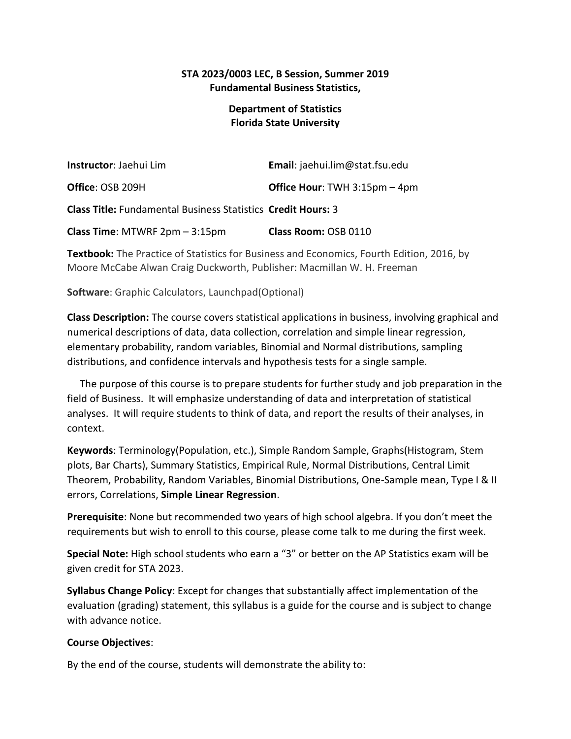**STA 2023/0003 LEC, B Session, Summer 2019**
**Fundamental Business Statistics,**

**Department of Statistics**
**Florida State University**

| | |
|---|---|
| **Instructor**: Jaehui Lim | **Email**: jaehui.lim@stat.fsu.edu |
| **Office**: OSB 209H | **Office Hour**: TWH 3:15pm – 4pm |
| **Class Title:** Fundamental Business Statistics | **Credit Hours:** 3 |
| **Class Time**: MTWRF 2pm – 3:15pm | **Class Room:** OSB 0110 |

**Textbook:** The Practice of Statistics for Business and Economics, Fourth Edition, 2016, by Moore McCabe Alwan Craig Duckworth, Publisher: Macmillan W. H. Freeman

**Software**: Graphic Calculators, Launchpad(Optional)

**Class Description:** The course covers statistical applications in business, involving graphical and numerical descriptions of data, data collection, correlation and simple linear regression, elementary probability, random variables, Binomial and Normal distributions, sampling distributions, and confidence intervals and hypothesis tests for a single sample.

The purpose of this course is to prepare students for further study and job preparation in the field of Business. It will emphasize understanding of data and interpretation of statistical analyses. It will require students to think of data, and report the results of their analyses, in context.

**Keywords**: Terminology(Population, etc.), Simple Random Sample, Graphs(Histogram, Stem plots, Bar Charts), Summary Statistics, Empirical Rule, Normal Distributions, Central Limit Theorem, Probability, Random Variables, Binomial Distributions, One-Sample mean, Type I & II errors, Correlations, **Simple Linear Regression**.

**Prerequisite**: None but recommended two years of high school algebra. If you don't meet the requirements but wish to enroll to this course, please come talk to me during the first week.

**Special Note:** High school students who earn a "3" or better on the AP Statistics exam will be given credit for STA 2023.

**Syllabus Change Policy**: Except for changes that substantially affect implementation of the evaluation (grading) statement, this syllabus is a guide for the course and is subject to change with advance notice.

**Course Objectives**:

By the end of the course, students will demonstrate the ability to: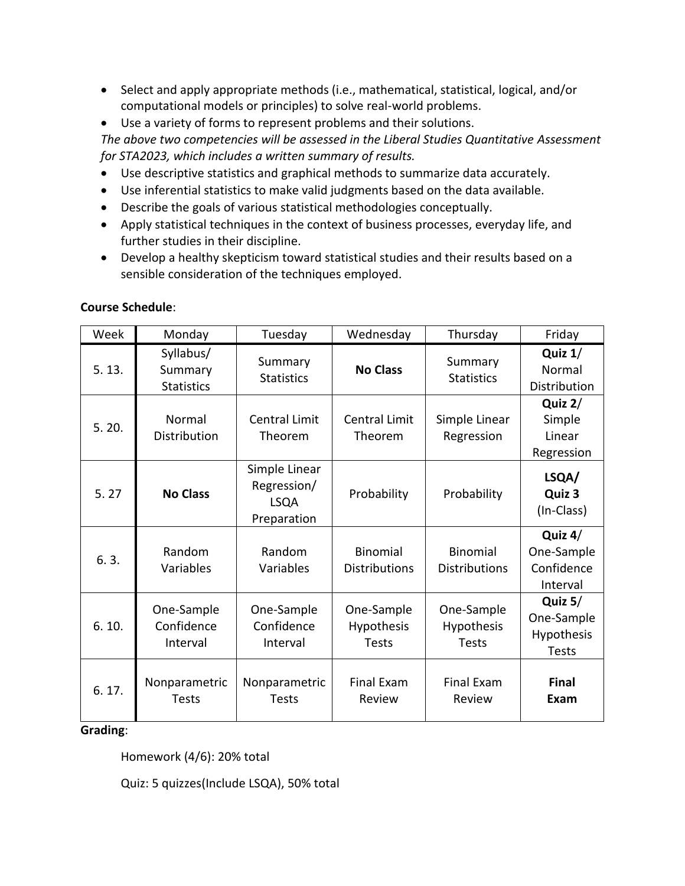- Select and apply appropriate methods (i.e., mathematical, statistical, logical, and/or computational models or principles) to solve real-world problems.
- Use a variety of forms to represent problems and their solutions.

*The above two competencies will be assessed in the Liberal Studies Quantitative Assessment for STA2023, which includes a written summary of results.*

- Use descriptive statistics and graphical methods to summarize data accurately.
- Use inferential statistics to make valid judgments based on the data available.
- Describe the goals of various statistical methodologies conceptually.
- Apply statistical techniques in the context of business processes, everyday life, and further studies in their discipline.
- Develop a healthy skepticism toward statistical studies and their results based on a sensible consideration of the techniques employed.

**Course Schedule**:

| Week | Monday | Tuesday | Wednesday | Thursday | Friday |
|---|---|---|---|---|---|
| 5. 13. | Syllabus/ Summary Statistics | Summary Statistics | **No Class** | Summary Statistics | **Quiz 1**/ Normal Distribution |
| 5. 20. | Normal Distribution | Central Limit Theorem | Central Limit Theorem | Simple Linear Regression | **Quiz 2**/ Simple Linear Regression |
| 5. 27 | **No Class** | Simple Linear Regression/ LSQA Preparation | Probability | Probability | **LSQA/ Quiz 3** (In-Class) |
| 6. 3. | Random Variables | Random Variables | Binomial Distributions | Binomial Distributions | **Quiz 4**/ One-Sample Confidence Interval |
| 6. 10. | One-Sample Confidence Interval | One-Sample Confidence Interval | One-Sample Hypothesis Tests | One-Sample Hypothesis Tests | **Quiz 5**/ One-Sample Hypothesis Tests |
| 6. 17. | Nonparametric Tests | Nonparametric Tests | Final Exam Review | Final Exam Review | **Final Exam** |

**Grading**:

Homework (4/6): 20% total

Quiz: 5 quizzes(Include LSQA), 50% total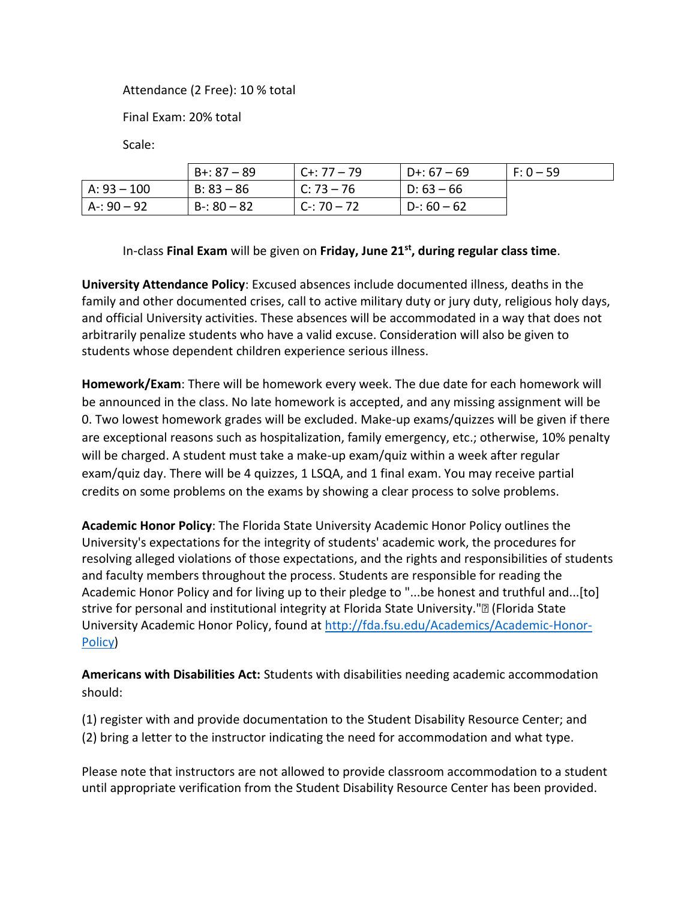Attendance (2 Free): 10 % total

Final Exam: 20% total

Scale:

| | B+: 87 – 89 | C+: 77 – 79 | D+: 67 – 69 | F: 0 – 59 |
|---|---|---|---|---|
| A: 93 – 100 | B: 83 – 86 | C: 73 – 76 | D: 63 – 66 | |
| A-: 90 – 92 | B-: 80 – 82 | C-: 70 – 72 | D-: 60 – 62 | |

In-class **Final Exam** will be given on **Friday, June 21st, during regular class time**.

**University Attendance Policy**: Excused absences include documented illness, deaths in the family and other documented crises, call to active military duty or jury duty, religious holy days, and official University activities. These absences will be accommodated in a way that does not arbitrarily penalize students who have a valid excuse. Consideration will also be given to students whose dependent children experience serious illness.

**Homework/Exam**: There will be homework every week. The due date for each homework will be announced in the class. No late homework is accepted, and any missing assignment will be 0. Two lowest homework grades will be excluded. Make-up exams/quizzes will be given if there are exceptional reasons such as hospitalization, family emergency, etc.; otherwise, 10% penalty will be charged. A student must take a make-up exam/quiz within a week after regular exam/quiz day. There will be 4 quizzes, 1 LSQA, and 1 final exam. You may receive partial credits on some problems on the exams by showing a clear process to solve problems.

**Academic Honor Policy**: The Florida State University Academic Honor Policy outlines the University's expectations for the integrity of students' academic work, the procedures for resolving alleged violations of those expectations, and the rights and responsibilities of students and faculty members throughout the process. Students are responsible for reading the Academic Honor Policy and for living up to their pledge to "...be honest and truthful and...[to] strive for personal and institutional integrity at Florida State University." (Florida State University Academic Honor Policy, found at [http://fda.fsu.edu/Academics/Academic-Honor-Policy](http://fda.fsu.edu/Academics/Academic-Honor-Policy))

**Americans with Disabilities Act:** Students with disabilities needing academic accommodation should:

(1) register with and provide documentation to the Student Disability Resource Center; and
(2) bring a letter to the instructor indicating the need for accommodation and what type.

Please note that instructors are not allowed to provide classroom accommodation to a student until appropriate verification from the Student Disability Resource Center has been provided.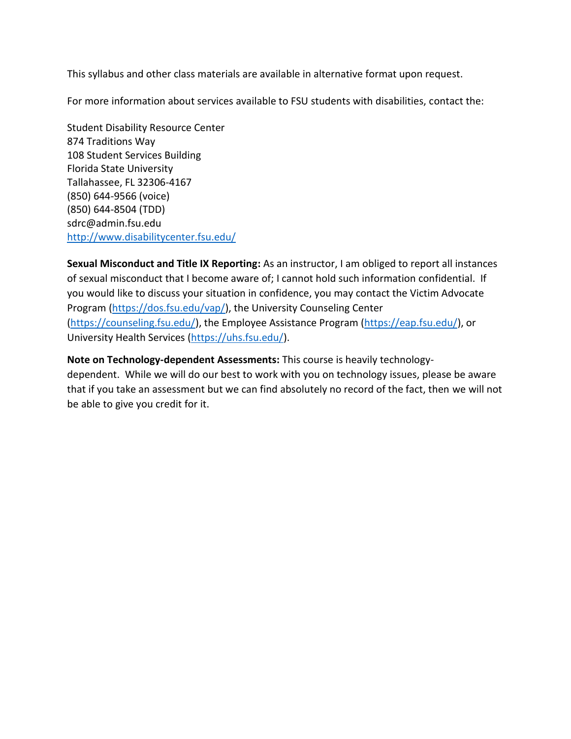This syllabus and other class materials are available in alternative format upon request.

For more information about services available to FSU students with disabilities, contact the:

Student Disability Resource Center  
874 Traditions Way  
108 Student Services Building  
Florida State University  
Tallahassee, FL 32306-4167  
(850) 644-9566 (voice)  
(850) 644-8504 (TDD)  
sdrc@admin.fsu.edu  
http://www.disabilitycenter.fsu.edu/

**Sexual Misconduct and Title IX Reporting:** As an instructor, I am obliged to report all instances of sexual misconduct that I become aware of; I cannot hold such information confidential. If you would like to discuss your situation in confidence, you may contact the Victim Advocate Program (https://dos.fsu.edu/vap/), the University Counseling Center (https://counseling.fsu.edu/), the Employee Assistance Program (https://eap.fsu.edu/), or University Health Services (https://uhs.fsu.edu/).

**Note on Technology-dependent Assessments:** This course is heavily technology-dependent. While we will do our best to work with you on technology issues, please be aware that if you take an assessment but we can find absolutely no record of the fact, then we will not be able to give you credit for it.